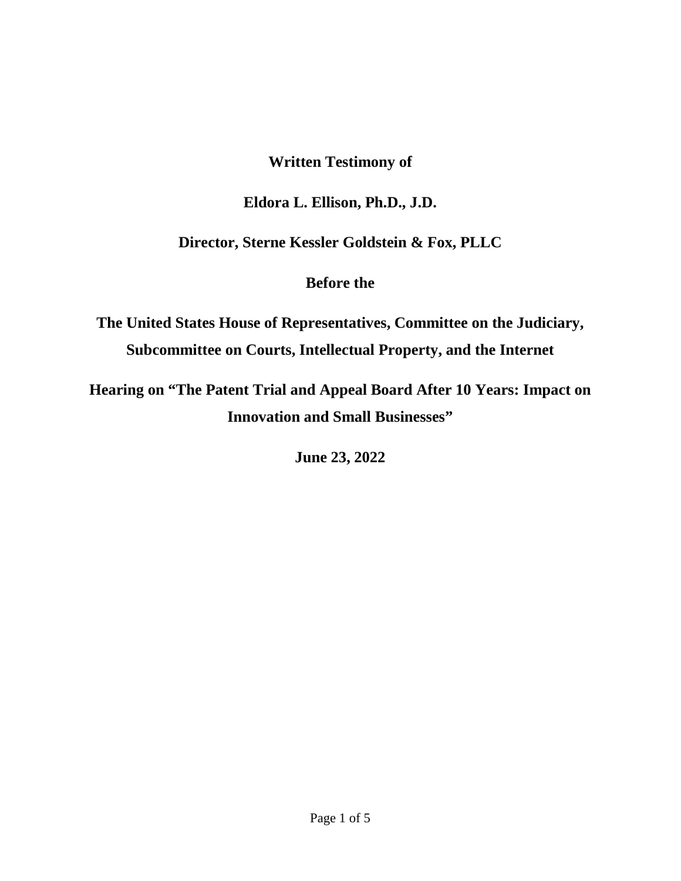**Written Testimony of**

**Eldora L. Ellison, Ph.D., J.D.**

**Director, Sterne Kessler Goldstein & Fox, PLLC**

**Before the**

**The United States House of Representatives, Committee on the Judiciary, Subcommittee on Courts, Intellectual Property, and the Internet**

**Hearing on "The Patent Trial and Appeal Board After 10 Years: Impact on Innovation and Small Businesses"**

**June 23, 2022**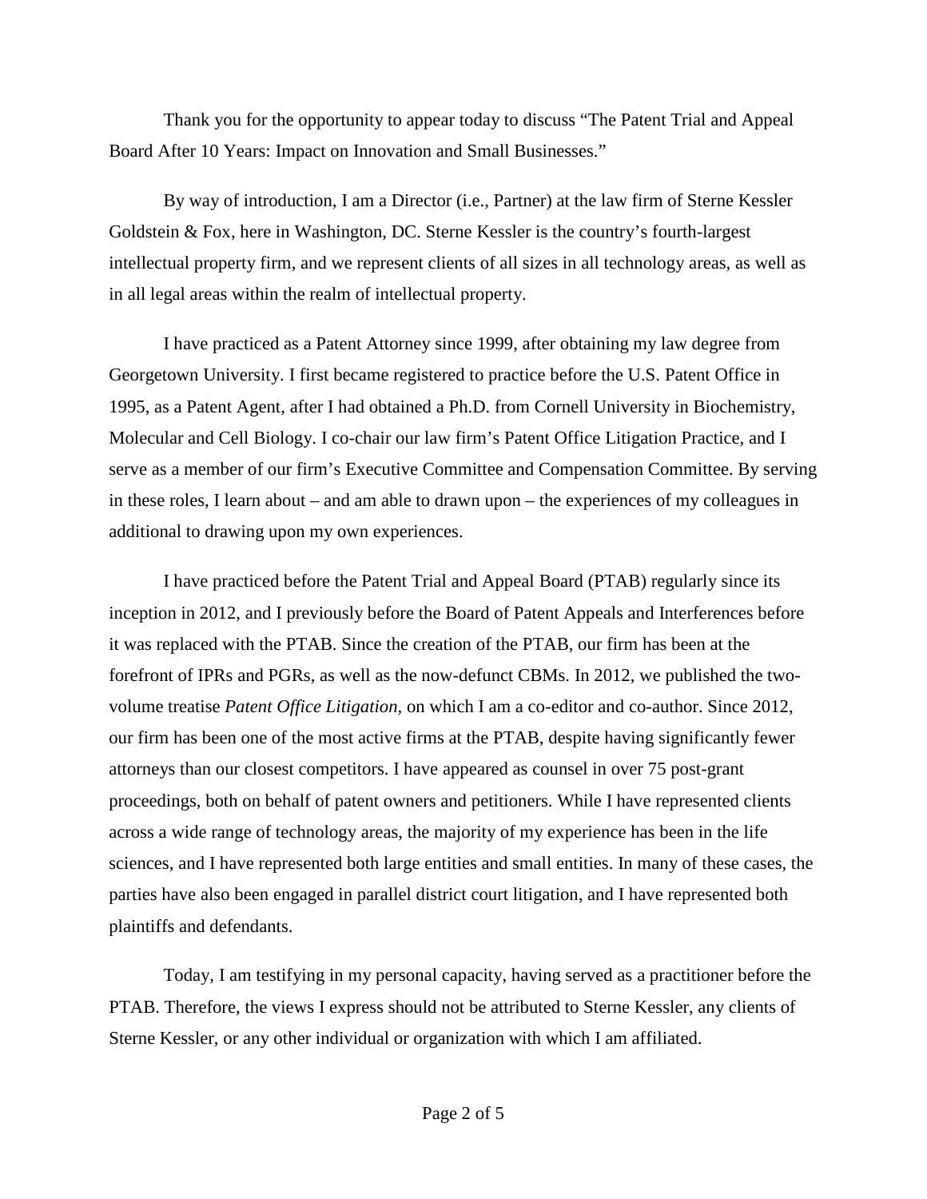Thank you for the opportunity to appear today to discuss "The Patent Trial and Appeal Board After 10 Years: Impact on Innovation and Small Businesses."

By way of introduction, I am a Director (i.e., Partner) at the law firm of Sterne Kessler Goldstein & Fox, here in Washington, DC. Sterne Kessler is the country's fourth-largest intellectual property firm, and we represent clients of all sizes in all technology areas, as well as in all legal areas within the realm of intellectual property.

I have practiced as a Patent Attorney since 1999, after obtaining my law degree from Georgetown University. I first became registered to practice before the U.S. Patent Office in 1995, as a Patent Agent, after I had obtained a Ph.D. from Cornell University in Biochemistry, Molecular and Cell Biology. I co-chair our law firm's Patent Office Litigation Practice, and I serve as a member of our firm's Executive Committee and Compensation Committee. By serving in these roles, I learn about – and am able to drawn upon – the experiences of my colleagues in additional to drawing upon my own experiences.

I have practiced before the Patent Trial and Appeal Board (PTAB) regularly since its inception in 2012, and I previously before the Board of Patent Appeals and Interferences before it was replaced with the PTAB. Since the creation of the PTAB, our firm has been at the forefront of IPRs and PGRs, as well as the now-defunct CBMs. In 2012, we published the two-volume treatise *Patent Office Litigation*, on which I am a co-editor and co-author. Since 2012, our firm has been one of the most active firms at the PTAB, despite having significantly fewer attorneys than our closest competitors. I have appeared as counsel in over 75 post-grant proceedings, both on behalf of patent owners and petitioners. While I have represented clients across a wide range of technology areas, the majority of my experience has been in the life sciences, and I have represented both large entities and small entities. In many of these cases, the parties have also been engaged in parallel district court litigation, and I have represented both plaintiffs and defendants.

Today, I am testifying in my personal capacity, having served as a practitioner before the PTAB. Therefore, the views I express should not be attributed to Sterne Kessler, any clients of Sterne Kessler, or any other individual or organization with which I am affiliated.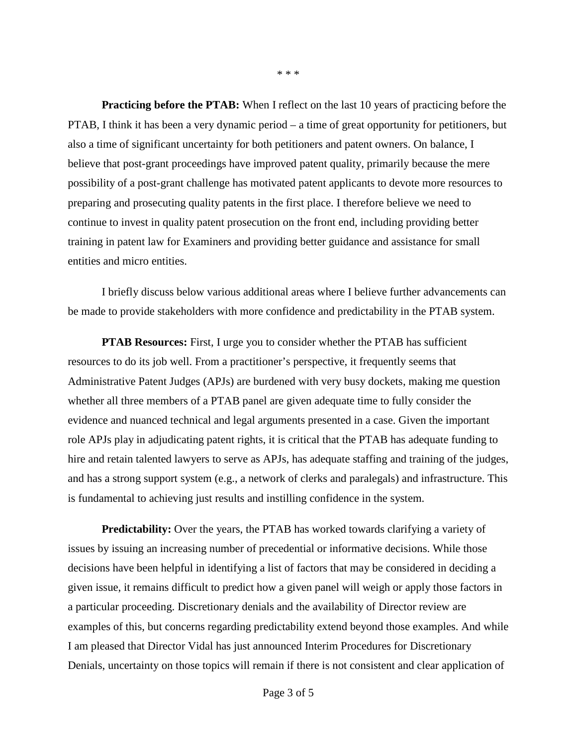\* \* \*

**Practicing before the PTAB:** When I reflect on the last 10 years of practicing before the PTAB, I think it has been a very dynamic period – a time of great opportunity for petitioners, but also a time of significant uncertainty for both petitioners and patent owners. On balance, I believe that post-grant proceedings have improved patent quality, primarily because the mere possibility of a post-grant challenge has motivated patent applicants to devote more resources to preparing and prosecuting quality patents in the first place. I therefore believe we need to continue to invest in quality patent prosecution on the front end, including providing better training in patent law for Examiners and providing better guidance and assistance for small entities and micro entities.

I briefly discuss below various additional areas where I believe further advancements can be made to provide stakeholders with more confidence and predictability in the PTAB system.

**PTAB Resources:** First, I urge you to consider whether the PTAB has sufficient resources to do its job well. From a practitioner's perspective, it frequently seems that Administrative Patent Judges (APJs) are burdened with very busy dockets, making me question whether all three members of a PTAB panel are given adequate time to fully consider the evidence and nuanced technical and legal arguments presented in a case. Given the important role APJs play in adjudicating patent rights, it is critical that the PTAB has adequate funding to hire and retain talented lawyers to serve as APJs, has adequate staffing and training of the judges, and has a strong support system (e.g., a network of clerks and paralegals) and infrastructure. This is fundamental to achieving just results and instilling confidence in the system.

**Predictability:** Over the years, the PTAB has worked towards clarifying a variety of issues by issuing an increasing number of precedential or informative decisions. While those decisions have been helpful in identifying a list of factors that may be considered in deciding a given issue, it remains difficult to predict how a given panel will weigh or apply those factors in a particular proceeding. Discretionary denials and the availability of Director review are examples of this, but concerns regarding predictability extend beyond those examples. And while I am pleased that Director Vidal has just announced Interim Procedures for Discretionary Denials, uncertainty on those topics will remain if there is not consistent and clear application of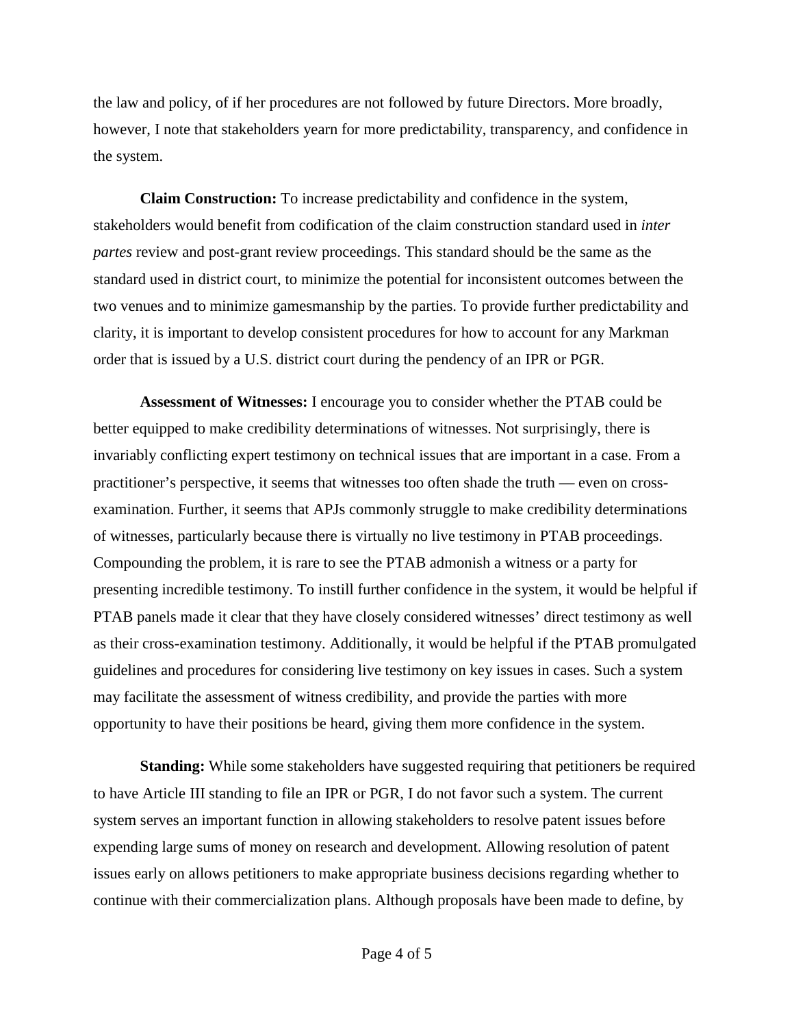the law and policy, of if her procedures are not followed by future Directors. More broadly, however, I note that stakeholders yearn for more predictability, transparency, and confidence in the system.

**Claim Construction:** To increase predictability and confidence in the system, stakeholders would benefit from codification of the claim construction standard used in *inter partes* review and post-grant review proceedings. This standard should be the same as the standard used in district court, to minimize the potential for inconsistent outcomes between the two venues and to minimize gamesmanship by the parties. To provide further predictability and clarity, it is important to develop consistent procedures for how to account for any Markman order that is issued by a U.S. district court during the pendency of an IPR or PGR.

**Assessment of Witnesses:** I encourage you to consider whether the PTAB could be better equipped to make credibility determinations of witnesses. Not surprisingly, there is invariably conflicting expert testimony on technical issues that are important in a case. From a practitioner's perspective, it seems that witnesses too often shade the truth — even on cross-examination. Further, it seems that APJs commonly struggle to make credibility determinations of witnesses, particularly because there is virtually no live testimony in PTAB proceedings. Compounding the problem, it is rare to see the PTAB admonish a witness or a party for presenting incredible testimony. To instill further confidence in the system, it would be helpful if PTAB panels made it clear that they have closely considered witnesses' direct testimony as well as their cross-examination testimony. Additionally, it would be helpful if the PTAB promulgated guidelines and procedures for considering live testimony on key issues in cases. Such a system may facilitate the assessment of witness credibility, and provide the parties with more opportunity to have their positions be heard, giving them more confidence in the system.

**Standing:** While some stakeholders have suggested requiring that petitioners be required to have Article III standing to file an IPR or PGR, I do not favor such a system. The current system serves an important function in allowing stakeholders to resolve patent issues before expending large sums of money on research and development. Allowing resolution of patent issues early on allows petitioners to make appropriate business decisions regarding whether to continue with their commercialization plans. Although proposals have been made to define, by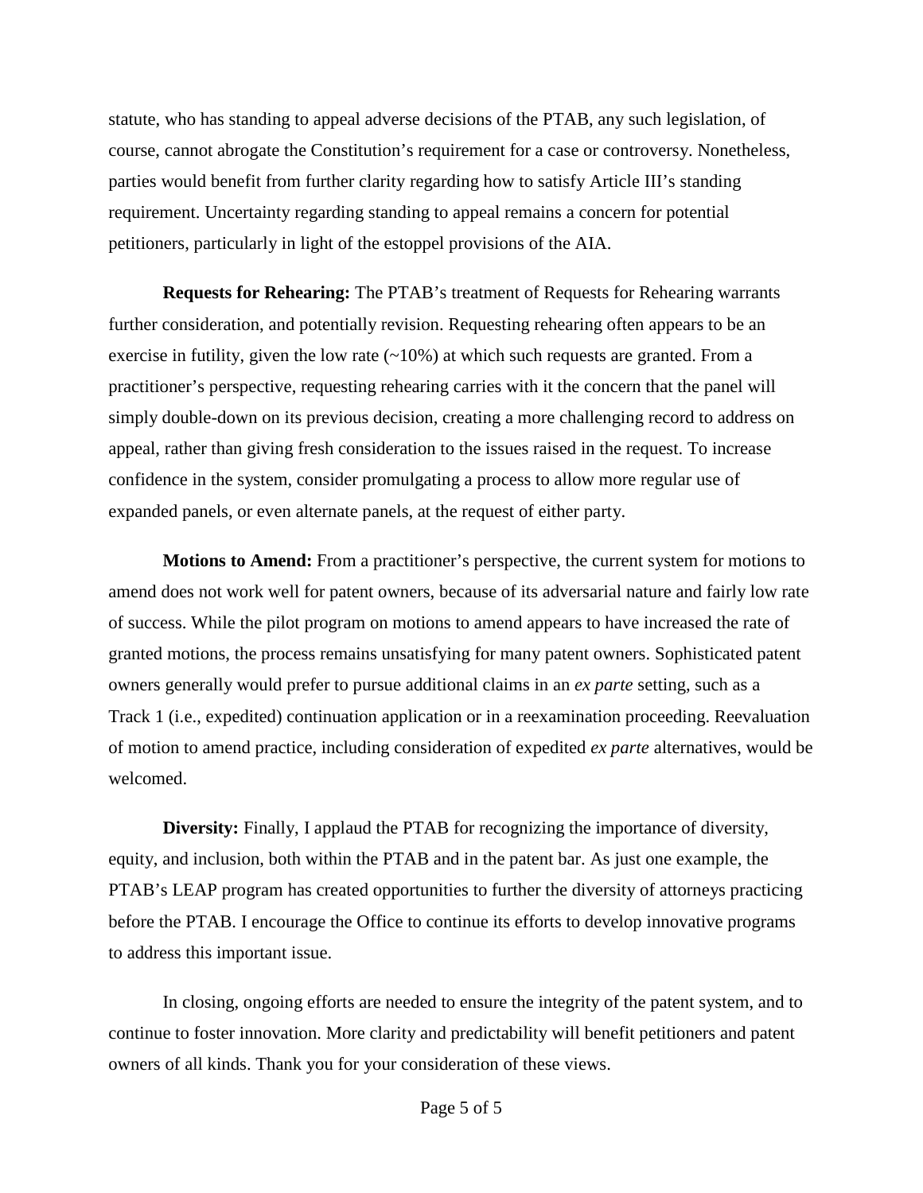statute, who has standing to appeal adverse decisions of the PTAB, any such legislation, of course, cannot abrogate the Constitution's requirement for a case or controversy. Nonetheless, parties would benefit from further clarity regarding how to satisfy Article III's standing requirement. Uncertainty regarding standing to appeal remains a concern for potential petitioners, particularly in light of the estoppel provisions of the AIA.

**Requests for Rehearing:** The PTAB's treatment of Requests for Rehearing warrants further consideration, and potentially revision. Requesting rehearing often appears to be an exercise in futility, given the low rate (~10%) at which such requests are granted. From a practitioner's perspective, requesting rehearing carries with it the concern that the panel will simply double-down on its previous decision, creating a more challenging record to address on appeal, rather than giving fresh consideration to the issues raised in the request. To increase confidence in the system, consider promulgating a process to allow more regular use of expanded panels, or even alternate panels, at the request of either party.

**Motions to Amend:** From a practitioner's perspective, the current system for motions to amend does not work well for patent owners, because of its adversarial nature and fairly low rate of success. While the pilot program on motions to amend appears to have increased the rate of granted motions, the process remains unsatisfying for many patent owners. Sophisticated patent owners generally would prefer to pursue additional claims in an *ex parte* setting, such as a Track 1 (i.e., expedited) continuation application or in a reexamination proceeding. Reevaluation of motion to amend practice, including consideration of expedited *ex parte* alternatives, would be welcomed.

**Diversity:** Finally, I applaud the PTAB for recognizing the importance of diversity, equity, and inclusion, both within the PTAB and in the patent bar. As just one example, the PTAB's LEAP program has created opportunities to further the diversity of attorneys practicing before the PTAB. I encourage the Office to continue its efforts to develop innovative programs to address this important issue.

In closing, ongoing efforts are needed to ensure the integrity of the patent system, and to continue to foster innovation. More clarity and predictability will benefit petitioners and patent owners of all kinds. Thank you for your consideration of these views.